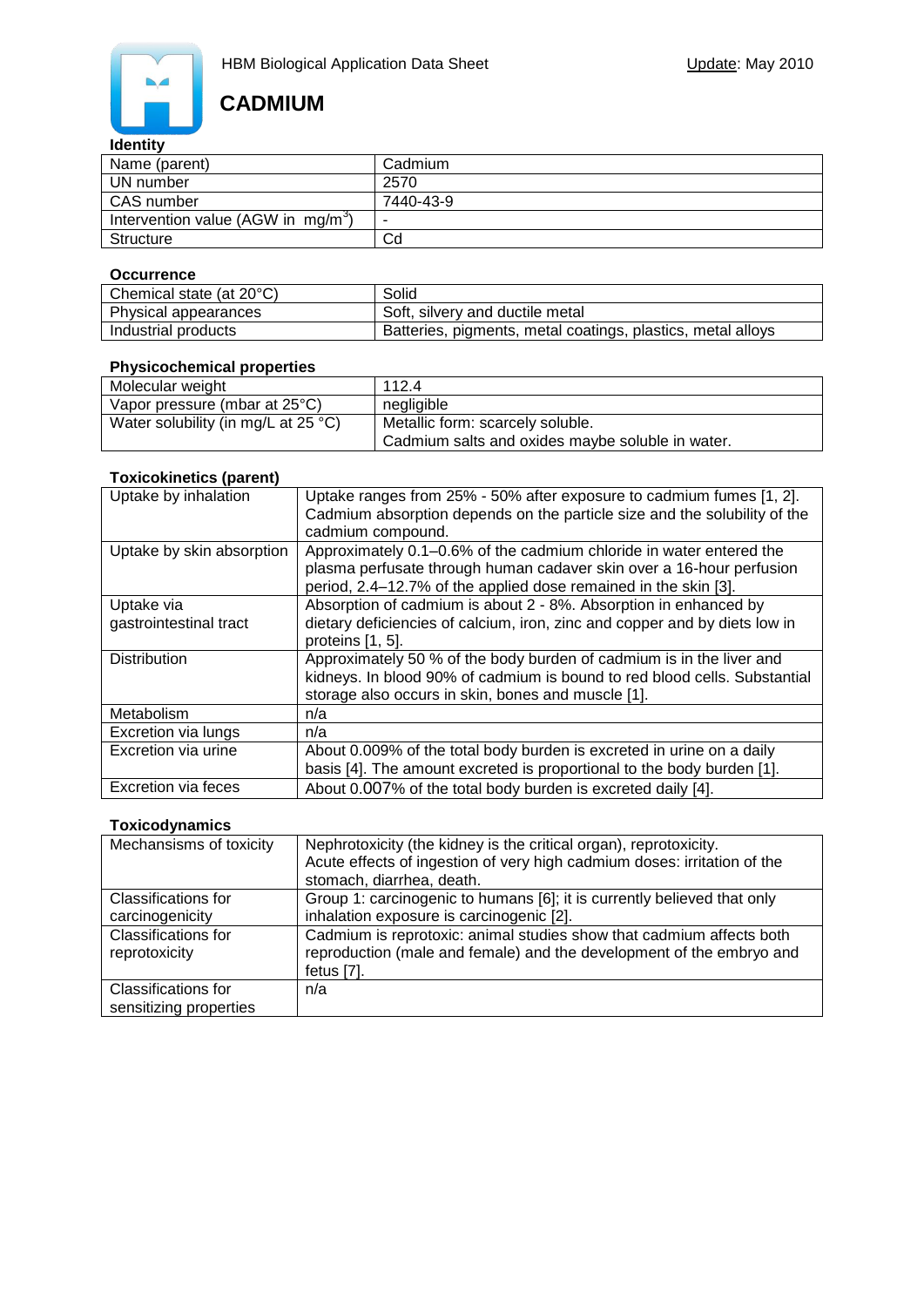HBM Biological Application Data Sheet

Update: May 2010

# CADMIUM

### Identity

| | |
|---|---|
| Name (parent) | Cadmium |
| UN number | 2570 |
| CAS number | 7440-43-9 |
| Intervention value (AGW in $mg/m^3$) | - |
| Structure | Cd |

### Occurrence

| | |
|---|---|
| Chemical state (at 20°C) | Solid |
| Physical appearances | Soft, silvery and ductile metal |
| Industrial products | Batteries, pigments, metal coatings, plastics, metal alloys |

### Physicochemical properties

| | |
|---|---|
| Molecular weight | 112.4 |
| Vapor pressure (mbar at 25°C) | negligible |
| Water solubility (in mg/L at 25 °C) | Metallic form: scarcely soluble.<br>Cadmium salts and oxides maybe soluble in water. |

### Toxicokinetics (parent)

| | |
|---|---|
| Uptake by inhalation | Uptake ranges from 25% - 50% after exposure to cadmium fumes [1, 2]. Cadmium absorption depends on the particle size and the solubility of the cadmium compound. |
| Uptake by skin absorption | Approximately 0.1–0.6% of the cadmium chloride in water entered the plasma perfusate through human cadaver skin over a 16-hour perfusion period, 2.4–12.7% of the applied dose remained in the skin [3]. |
| Uptake via gastrointestinal tract | Absorption of cadmium is about 2 - 8%. Absorption in enhanced by dietary deficiencies of calcium, iron, zinc and copper and by diets low in proteins [1, 5]. |
| Distribution | Approximately 50 % of the body burden of cadmium is in the liver and kidneys. In blood 90% of cadmium is bound to red blood cells. Substantial storage also occurs in skin, bones and muscle [1]. |
| Metabolism | n/a |
| Excretion via lungs | n/a |
| Excretion via urine | About 0.009% of the total body burden is excreted in urine on a daily basis [4]. The amount excreted is proportional to the body burden [1]. |
| Excretion via feces | About 0.007% of the total body burden is excreted daily [4]. |

### Toxicodynamics

| | |
|---|---|
| Mechansisms of toxicity | Nephrotoxicity (the kidney is the critical organ), reprotoxicity.<br>Acute effects of ingestion of very high cadmium doses: irritation of the stomach, diarrhea, death. |
| Classifications for carcinogenicity | Group 1: carcinogenic to humans [6]; it is currently believed that only inhalation exposure is carcinogenic [2]. |
| Classifications for reprotoxicity | Cadmium is reprotoxic: animal studies show that cadmium affects both reproduction (male and female) and the development of the embryo and fetus [7]. |
| Classifications for sensitizing properties | n/a |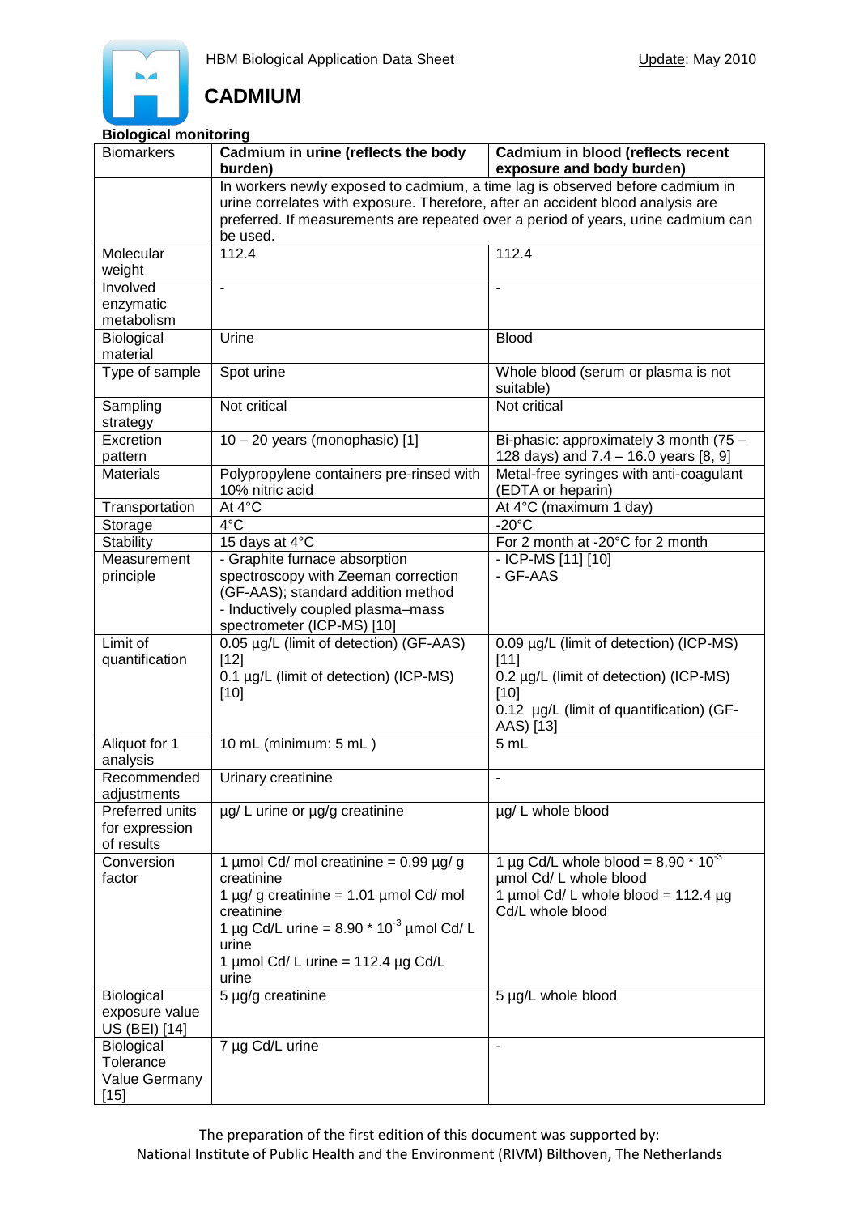HBM Biological Application Data Sheet

Update: May 2010

# CADMIUM

## Biological monitoring

| Biomarkers | Cadmium in urine (reflects the body burden) | Cadmium in blood (reflects recent exposure and body burden) |
|---|---|---|
| | In workers newly exposed to cadmium, a time lag is observed before cadmium in urine correlates with exposure. Therefore, after an accident blood analysis are preferred. If measurements are repeated over a period of years, urine cadmium can be used. | |
| Molecular weight | 112.4 | 112.4 |
| Involved enzymatic metabolism | - | - |
| Biological material | Urine | Blood |
| Type of sample | Spot urine | Whole blood (serum or plasma is not suitable) |
| Sampling strategy | Not critical | Not critical |
| Excretion pattern | 10 – 20 years (monophasic) [1] | Bi-phasic: approximately 3 month (75 – 128 days) and 7.4 – 16.0 years [8, 9] |
| Materials | Polypropylene containers pre-rinsed with 10% nitric acid | Metal-free syringes with anti-coagulant (EDTA or heparin) |
| Transportation | At 4°C | At 4°C (maximum 1 day) |
| Storage | 4°C | -20°C |
| Stability | 15 days at 4°C | For 2 month at -20°C for 2 month |
| Measurement principle | - Graphite furnace absorption spectroscopy with Zeeman correction (GF-AAS); standard addition method<br>- Inductively coupled plasma–mass spectrometer (ICP-MS) [10] | - ICP-MS [11] [10]<br>- GF-AAS |
| Limit of quantification | 0.05 µg/L (limit of detection) (GF-AAS) [12]<br>0.1 µg/L (limit of detection) (ICP-MS) [10] | 0.09 µg/L (limit of detection) (ICP-MS) [11]<br>0.2 µg/L (limit of detection) (ICP-MS) [10]<br>0.12 µg/L (limit of quantification) (GF-AAS) [13] |
| Aliquot for 1 analysis | 10 mL (minimum: 5 mL ) | 5 mL |
| Recommended adjustments | Urinary creatinine | - |
| Preferred units for expression of results | µg/ L urine or µg/g creatinine | µg/ L whole blood |
| Conversion factor | 1 µmol Cd/ mol creatinine = 0.99 µg/ g creatinine<br>1 µg/ g creatinine = 1.01 µmol Cd/ mol creatinine<br>1 µg Cd/L urine = $8.90 * 10^{-3}$ µmol Cd/ L urine<br>1 µmol Cd/ L urine = 112.4 µg Cd/L urine | 1 µg Cd/L whole blood = $8.90 * 10^{-3}$ µmol Cd/ L whole blood<br>1 µmol Cd/ L whole blood = 112.4 µg Cd/L whole blood |
| Biological exposure value US (BEI) [14] | 5 µg/g creatinine | 5 µg/L whole blood |
| Biological Tolerance Value Germany [15] | 7 µg Cd/L urine | - |

The preparation of the first edition of this document was supported by:
National Institute of Public Health and the Environment (RIVM) Bilthoven, The Netherlands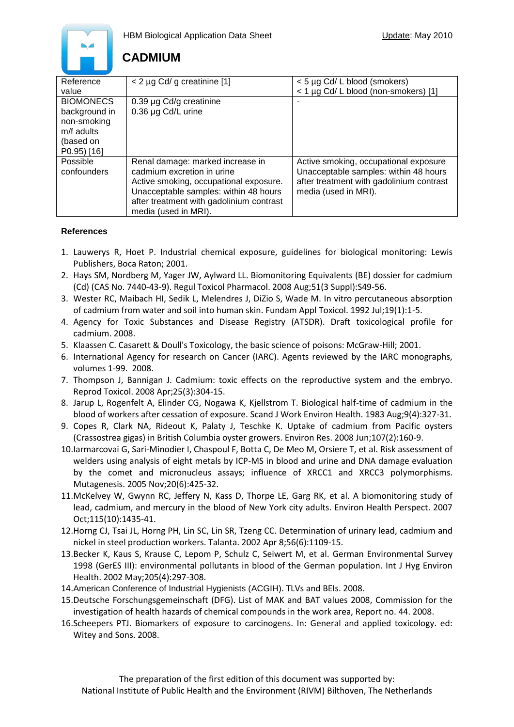| | | |
|---|---|---|
| Reference value | < 2 µg Cd/ g creatinine [1] | < 5 µg Cd/ L blood (smokers)<br>< 1 µg Cd/ L blood (non-smokers) [1] |
| BIOMONECS background in non-smoking m/f adults (based on P0.95) [16] | 0.39 µg Cd/g creatinine<br>0.36 µg Cd/L urine | - |
| Possible confounders | Renal damage: marked increase in cadmium excretion in urine<br>Active smoking, occupational exposure.<br>Unacceptable samples: within 48 hours after treatment with gadolinium contrast media (used in MRI). | Active smoking, occupational exposure<br>Unacceptable samples: within 48 hours after treatment with gadolinium contrast media (used in MRI). |

**References**

1. Lauwerys R, Hoet P. Industrial chemical exposure, guidelines for biological monitoring: Lewis Publishers, Boca Raton; 2001.
2. Hays SM, Nordberg M, Yager JW, Aylward LL. Biomonitoring Equivalents (BE) dossier for cadmium (Cd) (CAS No. 7440-43-9). Regul Toxicol Pharmacol. 2008 Aug;51(3 Suppl):S49-56.
3. Wester RC, Maibach HI, Sedik L, Melendres J, DiZio S, Wade M. In vitro percutaneous absorption of cadmium from water and soil into human skin. Fundam Appl Toxicol. 1992 Jul;19(1):1-5.
4. Agency for Toxic Substances and Disease Registry (ATSDR). Draft toxicological profile for cadmium. 2008.
5. Klaassen C. Casarett & Doull's Toxicology, the basic science of poisons: McGraw-Hill; 2001.
6. International Agency for research on Cancer (IARC). Agents reviewed by the IARC monographs, volumes 1-99. 2008.
7. Thompson J, Bannigan J. Cadmium: toxic effects on the reproductive system and the embryo. Reprod Toxicol. 2008 Apr;25(3):304-15.
8. Jarup L, Rogenfelt A, Elinder CG, Nogawa K, Kjellstrom T. Biological half-time of cadmium in the blood of workers after cessation of exposure. Scand J Work Environ Health. 1983 Aug;9(4):327-31.
9. Copes R, Clark NA, Rideout K, Palaty J, Teschke K. Uptake of cadmium from Pacific oysters (Crassostrea gigas) in British Columbia oyster growers. Environ Res. 2008 Jun;107(2):160-9.
10. Iarmarcovai G, Sari-Minodier I, Chaspoul F, Botta C, De Meo M, Orsiere T, et al. Risk assessment of welders using analysis of eight metals by ICP-MS in blood and urine and DNA damage evaluation by the comet and micronucleus assays; influence of XRCC1 and XRCC3 polymorphisms. Mutagenesis. 2005 Nov;20(6):425-32.
11. McKelvey W, Gwynn RC, Jeffery N, Kass D, Thorpe LE, Garg RK, et al. A biomonitoring study of lead, cadmium, and mercury in the blood of New York city adults. Environ Health Perspect. 2007 Oct;115(10):1435-41.
12. Horng CJ, Tsai JL, Horng PH, Lin SC, Lin SR, Tzeng CC. Determination of urinary lead, cadmium and nickel in steel production workers. Talanta. 2002 Apr 8;56(6):1109-15.
13. Becker K, Kaus S, Krause C, Lepom P, Schulz C, Seiwert M, et al. German Environmental Survey 1998 (GerES III): environmental pollutants in blood of the German population. Int J Hyg Environ Health. 2002 May;205(4):297-308.
14. American Conference of Industrial Hygienists (ACGIH). TLVs and BEIs. 2008.
15. Deutsche Forschungsgemeinschaft (DFG). List of MAK and BAT values 2008, Commission for the investigation of health hazards of chemical compounds in the work area, Report no. 44. 2008.
16. Scheepers PTJ. Biomarkers of exposure to carcinogens. In: General and applied toxicology. ed: Witey and Sons. 2008.

The preparation of the first edition of this document was supported by:
National Institute of Public Health and the Environment (RIVM) Bilthoven, The Netherlands